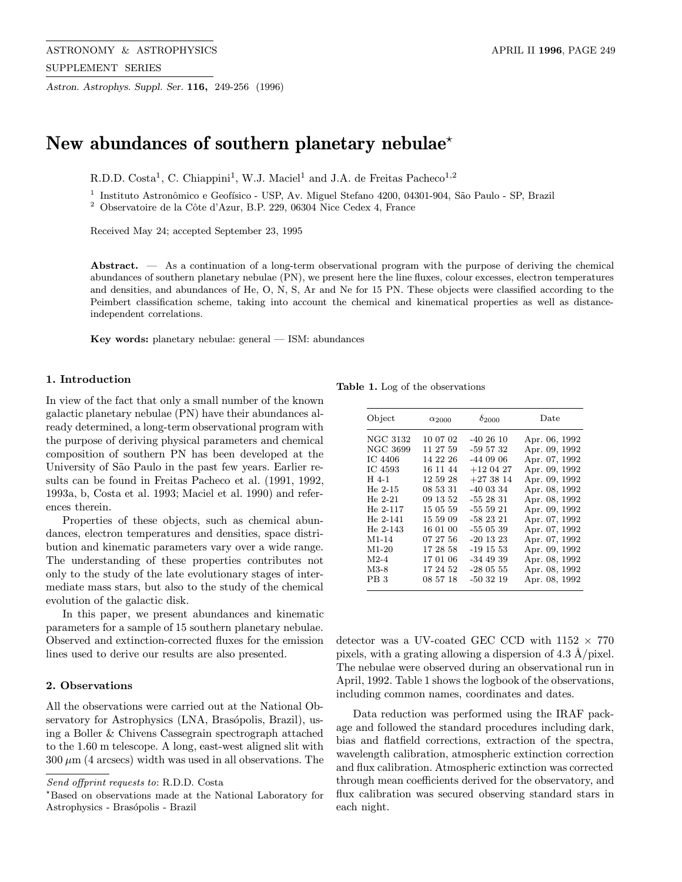# New abundances of southern planetary nebulae*

R.D.D. Costa[1], C. Chiappini[1], W.J. Maciel[1] and J.A. de Freitas Pacheco[1,2]

[1] Instituto Astronômico e Geofísico - USP, Av. Miguel Stefano 4200, 04301-904, São Paulo - SP, Brazil
[2] Observatoire de la Côte d'Azur, B.P. 229, 06304 Nice Cedex 4, France

Received May 24; accepted September 23, 1995

**Abstract.** — As a continuation of a long-term observational program with the purpose of deriving the chemical abundances of southern planetary nebulae (PN), we present here the line fluxes, colour excesses, electron temperatures and densities, and abundances of He, O, N, S, Ar and Ne for 15 PN. These objects were classified according to the Peimbert classification scheme, taking into account the chemical and kinematical properties as well as distance-independent correlations.

**Key words:** planetary nebulae: general — ISM: abundances

## 1. Introduction

In view of the fact that only a small number of the known galactic planetary nebulae (PN) have their abundances already determined, a long-term observational program with the purpose of deriving physical parameters and chemical composition of southern PN has been developed at the University of São Paulo in the past few years. Earlier results can be found in Freitas Pacheco et al. (1991, 1992, 1993a, b, Costa et al. 1993; Maciel et al. 1990) and references therein.

Properties of these objects, such as chemical abundances, electron temperatures and densities, space distribution and kinematic parameters vary over a wide range. The understanding of these properties contributes not only to the study of the late evolutionary stages of intermediate mass stars, but also to the study of the chemical evolution of the galactic disk.

In this paper, we present abundances and kinematic parameters for a sample of 15 southern planetary nebulae. Observed and extinction-corrected fluxes for the emission lines used to derive our results are also presented.

## 2. Observations

All the observations were carried out at the National Observatory for Astrophysics (LNA, Brasópolis, Brazil), using a Boller & Chivens Cassegrain spectrograph attached to the 1.60 m telescope. A long, east-west aligned slit with 300 $\mu$m (4 arcsecs) width was used in all observations. The detector was a UV-coated GEC CCD with 1152 × 770 pixels, with a grating allowing a dispersion of 4.3 Å/pixel. The nebulae were observed during an observational run in April, 1992. Table 1 shows the logbook of the observations, including common names, coordinates and dates.

**Table 1.** Log of the observations

| Object | $\alpha_{2000}$ | $\delta_{2000}$ | Date |
|---|---|---|---|
| NGC 3132 | 10 07 02 | -40 26 10 | Apr. 06, 1992 |
| NGC 3699 | 11 27 59 | -59 57 32 | Apr. 09, 1992 |
| IC 4406 | 14 22 26 | -44 09 06 | Apr. 07, 1992 |
| IC 4593 | 16 11 44 | +12 04 27 | Apr. 09, 1992 |
| H 4-1 | 12 59 28 | +27 38 14 | Apr. 09, 1992 |
| He 2-15 | 08 53 31 | -40 03 34 | Apr. 08, 1992 |
| He 2-21 | 09 13 52 | -55 28 31 | Apr. 08, 1992 |
| He 2-117 | 15 05 59 | -55 59 21 | Apr. 09, 1992 |
| He 2-141 | 15 59 09 | -58 23 21 | Apr. 07, 1992 |
| He 2-143 | 16 01 00 | -55 05 39 | Apr. 07, 1992 |
| M1-14 | 07 27 56 | -20 13 23 | Apr. 07, 1992 |
| M1-20 | 17 28 58 | -19 15 53 | Apr. 09, 1992 |
| M2-4 | 17 01 06 | -34 49 39 | Apr. 08, 1992 |
| M3-8 | 17 24 52 | -28 05 55 | Apr. 08, 1992 |
| PB 3 | 08 57 18 | -50 32 19 | Apr. 08, 1992 |

Data reduction was performed using the IRAF package and followed the standard procedures including dark, bias and flatfield corrections, extraction of the spectra, wavelength calibration, atmospheric extinction correction and flux calibration. Atmospheric extinction was corrected through mean coefficients derived for the observatory, and flux calibration was secured observing standard stars in each night.

*Send offprint requests to*: R.D.D. Costa

*Based on observations made at the National Laboratory for Astrophysics - Brasópolis - Brazil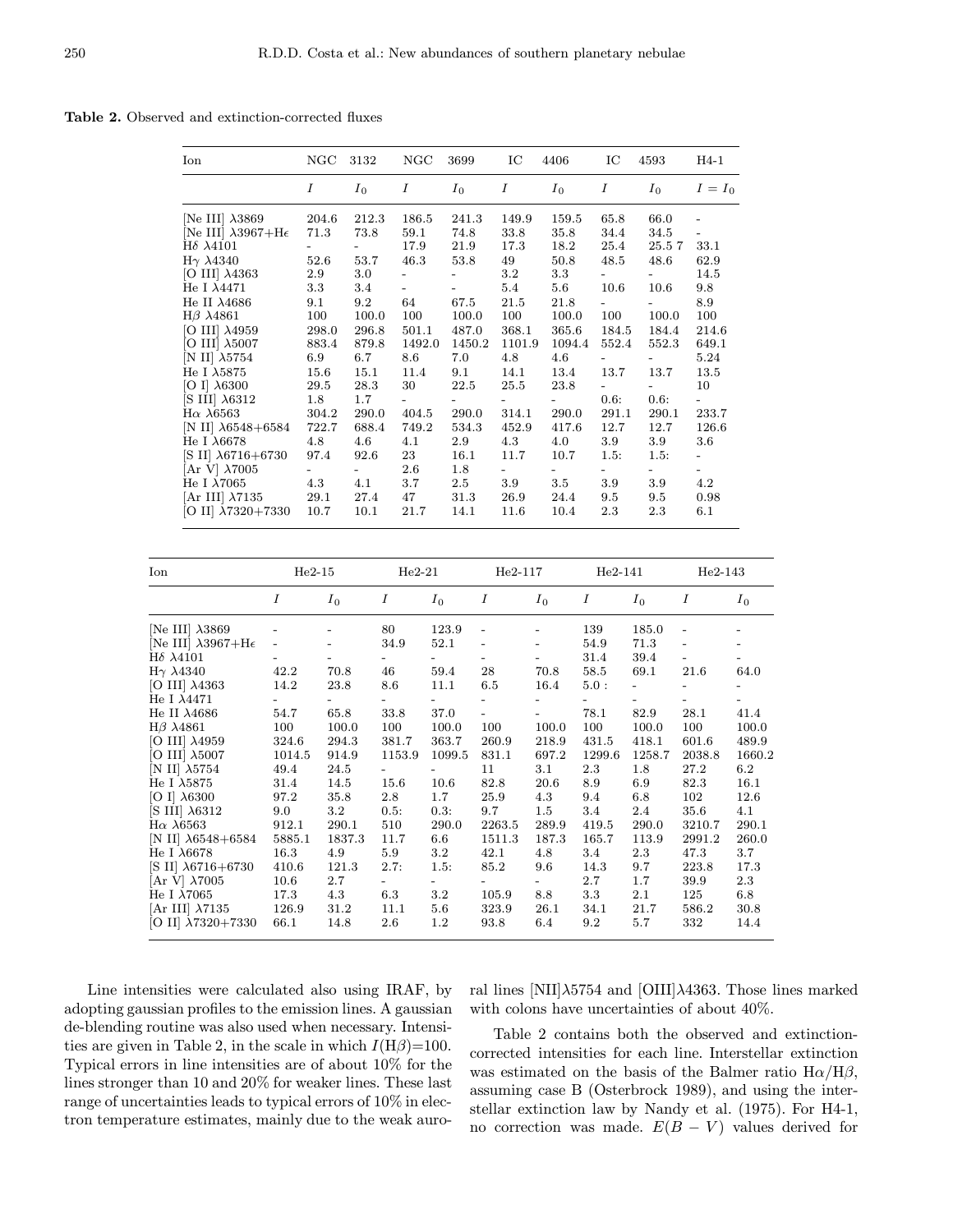**Table 2.** Observed and extinction-corrected fluxes

| Ion | NGC 3132 | | NGC 3699 | | IC 4406 | | IC 4593 | | H4-1 |
|---|---|---|---|---|---|---|---|---|---|
| | $I$ | $I_0$ | $I$ | $I_0$ | $I$ | $I_0$ | $I$ | $I_0$ | $I = I_0$ |
| [Ne III] λ3869 | 204.6 | 212.3 | 186.5 | 241.3 | 149.9 | 159.5 | 65.8 | 66.0 | - |
| [Ne III] λ3967+Hϵ | 71.3 | 73.8 | 59.1 | 74.8 | 33.8 | 35.8 | 34.4 | 34.5 | - |
| Hδ λ4101 | - | - | 17.9 | 21.9 | 17.3 | 18.2 | 25.4 | 25.5 7 | 33.1 |
| Hγ λ4340 | 52.6 | 53.7 | 46.3 | 53.8 | 49 | 50.8 | 48.5 | 48.6 | 62.9 |
| [O III] λ4363 | 2.9 | 3.0 | - | - | 3.2 | 3.3 | - | - | 14.5 |
| He I λ4471 | 3.3 | 3.4 | - | - | 5.4 | 5.6 | 10.6 | 10.6 | 9.8 |
| He II λ4686 | 9.1 | 9.2 | 64 | 67.5 | 21.5 | 21.8 | - | - | 8.9 |
| Hβ λ4861 | 100 | 100.0 | 100 | 100.0 | 100 | 100.0 | 100 | 100.0 | 100 |
| [O III] λ4959 | 298.0 | 296.8 | 501.1 | 487.0 | 368.1 | 365.6 | 184.5 | 184.4 | 214.6 |
| [O III] λ5007 | 883.4 | 879.8 | 1492.0 | 1450.2 | 1101.9 | 1094.4 | 552.4 | 552.3 | 649.1 |
| [N II] λ5754 | 6.9 | 6.7 | 8.6 | 7.0 | 4.8 | 4.6 | - | - | 5.24 |
| He I λ5875 | 15.6 | 15.1 | 11.4 | 9.1 | 14.1 | 13.4 | 13.7 | 13.7 | 13.5 |
| [O I] λ6300 | 29.5 | 28.3 | 30 | 22.5 | 25.5 | 23.8 | - | - | 10 |
| [S III] λ6312 | 1.8 | 1.7 | - | - | - | - | 0.6: | 0.6: | - |
| Hα λ6563 | 304.2 | 290.0 | 404.5 | 290.0 | 314.1 | 290.0 | 291.1 | 290.1 | 233.7 |
| [N II] λ6548+6584 | 722.7 | 688.4 | 749.2 | 534.3 | 452.9 | 417.6 | 12.7 | 12.7 | 126.6 |
| He I λ6678 | 4.8 | 4.6 | 4.1 | 2.9 | 4.3 | 4.0 | 3.9 | 3.9 | 3.6 |
| [S II] λ6716+6730 | 97.4 | 92.6 | 23 | 16.1 | 11.7 | 10.7 | 1.5: | 1.5: | - |
| [Ar V] λ7005 | - | - | 2.6 | 1.8 | - | - | - | - | - |
| He I λ7065 | 4.3 | 4.1 | 3.7 | 2.5 | 3.9 | 3.5 | 3.9 | 3.9 | 4.2 |
| [Ar III] λ7135 | 29.1 | 27.4 | 47 | 31.3 | 26.9 | 24.4 | 9.5 | 9.5 | 0.98 |
| [O II] λ7320+7330 | 10.7 | 10.1 | 21.7 | 14.1 | 11.6 | 10.4 | 2.3 | 2.3 | 6.1 |

| Ion | He2-15 | | He2-21 | | He2-117 | | He2-141 | | He2-143 | |
|---|---|---|---|---|---|---|---|---|---|---|
| | $I$ | $I_0$ | $I$ | $I_0$ | $I$ | $I_0$ | $I$ | $I_0$ | $I$ | $I_0$ |
| [Ne III] λ3869 | - | - | 80 | 123.9 | - | - | 139 | 185.0 | - | - |
| [Ne III] λ3967+Hϵ | - | - | 34.9 | 52.1 | - | - | 54.9 | 71.3 | - | - |
| Hδ λ4101 | - | - | - | - | - | - | 31.4 | 39.4 | - | - |
| Hγ λ4340 | 42.2 | 70.8 | 46 | 59.4 | 28 | 70.8 | 58.5 | 69.1 | 21.6 | 64.0 |
| [O III] λ4363 | 14.2 | 23.8 | 8.6 | 11.1 | 6.5 | 16.4 | 5.0 : | - | - | - |
| He I λ4471 | - | - | - | - | - | - | - | - | - | - |
| He II λ4686 | 54.7 | 65.8 | 33.8 | 37.0 | - | - | 78.1 | 82.9 | 28.1 | 41.4 |
| Hβ λ4861 | 100 | 100.0 | 100 | 100.0 | 100 | 100.0 | 100 | 100.0 | 100 | 100.0 |
| [O III] λ4959 | 324.6 | 294.3 | 381.7 | 363.7 | 260.9 | 218.9 | 431.5 | 418.1 | 601.6 | 489.9 |
| [O III] λ5007 | 1014.5 | 914.9 | 1153.9 | 1099.5 | 831.1 | 697.2 | 1299.6 | 1258.7 | 2038.8 | 1660.2 |
| [N II] λ5754 | 49.4 | 24.5 | - | - | 11 | 3.1 | 2.3 | 1.8 | 27.2 | 6.2 |
| He I λ5875 | 31.4 | 14.5 | 15.6 | 10.6 | 82.8 | 20.6 | 8.9 | 6.9 | 82.3 | 16.1 |
| [O I] λ6300 | 97.2 | 35.8 | 2.8 | 1.7 | 25.9 | 4.3 | 9.4 | 6.8 | 102 | 12.6 |
| [S III] λ6312 | 9.0 | 3.2 | 0.5: | 0.3: | 9.7 | 1.5 | 3.4 | 2.4 | 35.6 | 4.1 |
| Hα λ6563 | 912.1 | 290.1 | 510 | 290.0 | 2263.5 | 289.9 | 419.5 | 290.0 | 3210.7 | 290.1 |
| [N II] λ6548+6584 | 5885.1 | 1837.3 | 11.7 | 6.6 | 1511.3 | 187.3 | 165.7 | 113.9 | 2991.2 | 260.0 |
| He I λ6678 | 16.3 | 4.9 | 5.9 | 3.2 | 42.1 | 4.8 | 3.4 | 2.3 | 47.3 | 3.7 |
| [S II] λ6716+6730 | 410.6 | 121.3 | 2.7: | 1.5: | 85.2 | 9.6 | 14.3 | 9.7 | 223.8 | 17.3 |
| [Ar V] λ7005 | 10.6 | 2.7 | - | - | - | - | 2.7 | 1.7 | 39.9 | 2.3 |
| He I λ7065 | 17.3 | 4.3 | 6.3 | 3.2 | 105.9 | 8.8 | 3.3 | 2.1 | 125 | 6.8 |
| [Ar III] λ7135 | 126.9 | 31.2 | 11.1 | 5.6 | 323.9 | 26.1 | 34.1 | 21.7 | 586.2 | 30.8 |
| [O II] λ7320+7330 | 66.1 | 14.8 | 2.6 | 1.2 | 93.8 | 6.4 | 9.2 | 5.7 | 332 | 14.4 |

Line intensities were calculated also using IRAF, by adopting gaussian profiles to the emission lines. A gaussian de-blending routine was also used when necessary. Intensities are given in Table 2, in the scale in which $I(\mathrm{H}\beta)$=100. Typical errors in line intensities are of about 10% for the lines stronger than 10 and 20% for weaker lines. These last range of uncertainties leads to typical errors of 10% in electron temperature estimates, mainly due to the weak auroral lines [NII]λ5754 and [OIII]λ4363. Those lines marked with colons have uncertainties of about 40%.

Table 2 contains both the observed and extinction-corrected intensities for each line. Interstellar extinction was estimated on the basis of the Balmer ratio Hα/Hβ, assuming case B (Osterbrock 1989), and using the interstellar extinction law by Nandy et al. (1975). For H4-1, no correction was made. $E(B-V)$ values derived for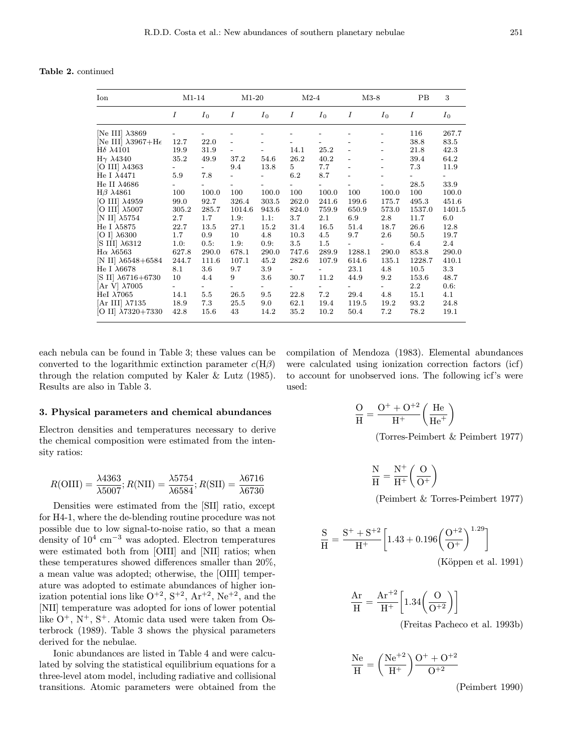**Table 2.** continued

| Ion | M1-14 | | M1-20 | | M2-4 | | M3-8 | | PB | 3 |
|---|---|---|---|---|---|---|---|---|---|---|
| | $I$ | $I_0$ | $I$ | $I_0$ | $I$ | $I_0$ | $I$ | $I_0$ | $I$ | $I_0$ |
| [Ne III] λ3869 | - | - | - | - | - | - | - | - | 116 | 267.7 |
| [Ne III] λ3967+Hϵ | 12.7 | 22.0 | - | - | - | - | - | - | 38.8 | 83.5 |
| Hδ λ4101 | 19.9 | 31.9 | - | - | 14.1 | 25.2 | - | - | 21.8 | 42.3 |
| Hγ λ4340 | 35.2 | 49.9 | 37.2 | 54.6 | 26.2 | 40.2 | - | - | 39.4 | 64.2 |
| [O III] λ4363 | - | - | 9.4 | 13.8 | 5 | 7.7 | - | - | 7.3 | 11.9 |
| He I λ4471 | 5.9 | 7.8 | - | - | 6.2 | 8.7 | - | - | - | - |
| He II λ4686 | - | - | - | - | - | - | - | - | 28.5 | 33.9 |
| Hβ λ4861 | 100 | 100.0 | 100 | 100.0 | 100 | 100.0 | 100 | 100.0 | 100 | 100.0 |
| [O III] λ4959 | 99.0 | 92.7 | 326.4 | 303.5 | 262.0 | 241.6 | 199.6 | 175.7 | 495.3 | 451.6 |
| [O III] λ5007 | 305.2 | 285.7 | 1014.6 | 943.6 | 824.0 | 759.9 | 650.9 | 573.0 | 1537.0 | 1401.5 |
| [N II] λ5754 | 2.7 | 1.7 | 1.9: | 1.1: | 3.7 | 2.1 | 6.9 | 2.8 | 11.7 | 6.0 |
| He I λ5875 | 22.7 | 13.5 | 27.1 | 15.2 | 31.4 | 16.5 | 51.4 | 18.7 | 26.6 | 12.8 |
| [O I] λ6300 | 1.7 | 0.9 | 10 | 4.8 | 10.3 | 4.5 | 9.7 | 2.6 | 50.5 | 19.7 |
| [S III] λ6312 | 1.0: | 0.5: | 1.9: | 0.9: | 3.5 | 1.5 | - | - | 6.4 | 2.4 |
| Hα λ6563 | 627.8 | 290.0 | 678.1 | 290.0 | 747.6 | 289.9 | 1288.1 | 290.0 | 853.8 | 290.0 |
| [N II] λ6548+6584 | 244.7 | 111.6 | 107.1 | 45.2 | 282.6 | 107.9 | 614.6 | 135.1 | 1228.7 | 410.1 |
| He I λ6678 | 8.1 | 3.6 | 9.7 | 3.9 | - | - | 23.1 | 4.8 | 10.5 | 3.3 |
| [S II] λ6716+6730 | 10 | 4.4 | 9 | 3.6 | 30.7 | 11.2 | 44.9 | 9.2 | 153.6 | 48.7 |
| [Ar V] λ7005 | - | - | - | - | - | - | - | - | 2.2 | 0.6: |
| HeI λ7065 | 14.1 | 5.5 | 26.5 | 9.5 | 22.8 | 7.2 | 29.4 | 4.8 | 15.1 | 4.1 |
| [Ar III] λ7135 | 18.9 | 7.3 | 25.5 | 9.0 | 62.1 | 19.4 | 119.5 | 19.2 | 93.2 | 24.8 |
| [O II] λ7320+7330 | 42.8 | 15.6 | 43 | 14.2 | 35.2 | 10.2 | 50.4 | 7.2 | 78.2 | 19.1 |

each nebula can be found in Table 3; these values can be converted to the logarithmic extinction parameter $c(\mathrm{H}\beta)$ through the relation computed by Kaler & Lutz (1985). Results are also in Table 3.

## 3. Physical parameters and chemical abundances

Electron densities and temperatures necessary to derive the chemical composition were estimated from the intensity ratios:

$$R(\mathrm{OIII}) = \frac{\lambda 4363}{\lambda 5007}; R(\mathrm{NII}) = \frac{\lambda 5754}{\lambda 6584}; R(\mathrm{SII}) = \frac{\lambda 6716}{\lambda 6730}$$

Densities were estimated from the [SII] ratio, except for H4-1, where the de-blending routine procedure was not possible due to low signal-to-noise ratio, so that a mean density of $10^4$ cm$^{-3}$ was adopted. Electron temperatures were estimated both from [OIII] and [NII] ratios; when these temperatures showed differences smaller than 20%, a mean value was adopted; otherwise, the [OIII] temperature was adopted to estimate abundances of higher ionization potential ions like $\mathrm{O}^{+2}$, $\mathrm{S}^{+2}$, $\mathrm{Ar}^{+2}$, $\mathrm{Ne}^{+2}$, and the [NII] temperature was adopted for ions of lower potential like $\mathrm{O}^{+}$, $\mathrm{N}^{+}$, $\mathrm{S}^{+}$. Atomic data used were taken from Osterbrock (1989). Table 3 shows the physical parameters derived for the nebulae.

Ionic abundances are listed in Table 4 and were calculated by solving the statistical equilibrium equations for a three-level atom model, including radiative and collisional transitions. Atomic parameters were obtained from the compilation of Mendoza (1983). Elemental abundances were calculated using ionization correction factors (icf) to account for unobserved ions. The following icf's were used:

$$\frac{\mathrm{O}}{\mathrm{H}} = \frac{\mathrm{O}^{+} + \mathrm{O}^{+2}}{\mathrm{H}^{+}} \left( \frac{\mathrm{He}}{\mathrm{He}^{+}} \right)$$

(Torres-Peimbert & Peimbert 1977)

$$\frac{\mathrm{N}}{\mathrm{H}} = \frac{\mathrm{N}^{+}}{\mathrm{H}^{+}} \left( \frac{\mathrm{O}}{\mathrm{O}^{+}} \right)$$

(Peimbert & Torres-Peimbert 1977)

$$\frac{\mathrm{S}}{\mathrm{H}} = \frac{\mathrm{S}^{+} + \mathrm{S}^{+2}}{\mathrm{H}^{+}} \left[ 1.43 + 0.196 \left( \frac{\mathrm{O}^{+2}}{\mathrm{O}^{+}} \right)^{1.29} \right]$$

(Köppen et al. 1991)

$$\frac{\mathrm{Ar}}{\mathrm{H}} = \frac{\mathrm{Ar}^{+2}}{\mathrm{H}^{+}} \left[ 1.34 \left( \frac{\mathrm{O}}{\mathrm{O}^{+2}} \right) \right]$$

(Freitas Pacheco et al. 1993b)

$$\frac{\mathrm{Ne}}{\mathrm{H}} = \left( \frac{\mathrm{Ne}^{+2}}{\mathrm{H}^{+}} \right) \frac{\mathrm{O}^{+} + \mathrm{O}^{+2}}{\mathrm{O}^{+2}}$$

(Peimbert 1990)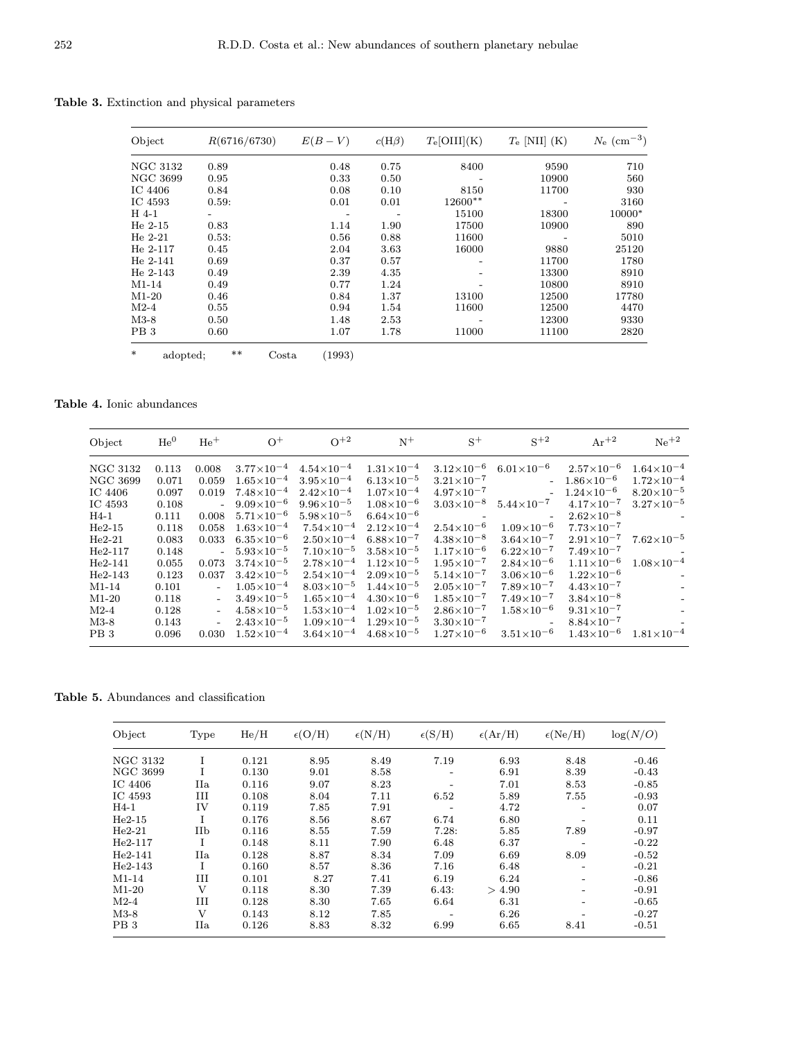**Table 3.** Extinction and physical parameters

| Object | $R(6716/6730)$ | $E(B-V)$ | $c(\mathrm{H}\beta)$ | $T_e$[OIII](K) | $T_e$ [NII] (K) | $N_e$ (cm$^{-3}$) |
|---|---|---|---|---|---|---|
| NGC 3132 | 0.89 | 0.48 | 0.75 | 8400 | 9590 | 710 |
| NGC 3699 | 0.95 | 0.33 | 0.50 | - | 10900 | 560 |
| IC 4406 | 0.84 | 0.08 | 0.10 | 8150 | 11700 | 930 |
| IC 4593 | 0.59: | 0.01 | 0.01 | 12600** | - | 3160 |
| H 4-1 | - | - | - | 15100 | 18300 | 10000* |
| He 2-15 | 0.83 | 1.14 | 1.90 | 17500 | 10900 | 890 |
| He 2-21 | 0.53: | 0.56 | 0.88 | 11600 | - | 5010 |
| He 2-117 | 0.45 | 2.04 | 3.63 | 16000 | 9880 | 25120 |
| He 2-141 | 0.69 | 0.37 | 0.57 | - | 11700 | 1780 |
| He 2-143 | 0.49 | 2.39 | 4.35 | - | 13300 | 8910 |
| M1-14 | 0.49 | 0.77 | 1.24 | - | 10800 | 8910 |
| M1-20 | 0.46 | 0.84 | 1.37 | 13100 | 12500 | 17780 |
| M2-4 | 0.55 | 0.94 | 1.54 | 11600 | 12500 | 4470 |
| M3-8 | 0.50 | 1.48 | 2.53 | - | 12300 | 9330 |
| PB 3 | 0.60 | 1.07 | 1.78 | 11000 | 11100 | 2820 |

\* adopted; ** Costa (1993)

**Table 4.** Ionic abundances

| Object | He$^0$ | He$^+$ | O$^+$ | O$^{+2}$ | N$^+$ | S$^+$ | S$^{+2}$ | Ar$^{+2}$ | Ne$^{+2}$ |
|---|---|---|---|---|---|---|---|---|---|
| NGC 3132 | 0.113 | 0.008 | $3.77\times10^{-4}$ | $4.54\times10^{-4}$ | $1.31\times10^{-4}$ | $3.12\times10^{-6}$ | $6.01\times10^{-6}$ | $2.57\times10^{-6}$ | $1.64\times10^{-4}$ |
| NGC 3699 | 0.071 | 0.059 | $1.65\times10^{-4}$ | $3.95\times10^{-4}$ | $6.13\times10^{-5}$ | $3.21\times10^{-7}$ | - | $1.86\times10^{-6}$ | $1.72\times10^{-4}$ |
| IC 4406 | 0.097 | 0.019 | $7.48\times10^{-4}$ | $2.42\times10^{-4}$ | $1.07\times10^{-4}$ | $4.97\times10^{-7}$ | - | $1.24\times10^{-6}$ | $8.20\times10^{-5}$ |
| IC 4593 | 0.108 | - | $9.09\times10^{-6}$ | $9.96\times10^{-5}$ | $1.08\times10^{-6}$ | $3.03\times10^{-8}$ | $5.44\times10^{-7}$ | $4.17\times10^{-7}$ | $3.27\times10^{-5}$ |
| H4-1 | 0.111 | 0.008 | $5.71\times10^{-6}$ | $5.98\times10^{-5}$ | $6.64\times10^{-6}$ | - | - | $2.62\times10^{-8}$ | - |
| He2-15 | 0.118 | 0.058 | $1.63\times10^{-4}$ | $7.54\times10^{-4}$ | $2.12\times10^{-4}$ | $2.54\times10^{-6}$ | $1.09\times10^{-6}$ | $7.73\times10^{-7}$ | |
| He2-21 | 0.083 | 0.033 | $6.35\times10^{-6}$ | $2.50\times10^{-4}$ | $6.88\times10^{-7}$ | $4.38\times10^{-8}$ | $3.64\times10^{-7}$ | $2.91\times10^{-7}$ | $7.62\times10^{-5}$ |
| He2-117 | 0.148 | - | $5.93\times10^{-5}$ | $7.10\times10^{-5}$ | $3.58\times10^{-5}$ | $1.17\times10^{-6}$ | $6.22\times10^{-7}$ | $7.49\times10^{-7}$ | - |
| He2-141 | 0.055 | 0.073 | $3.74\times10^{-5}$ | $2.78\times10^{-4}$ | $1.12\times10^{-5}$ | $1.95\times10^{-7}$ | $2.84\times10^{-6}$ | $1.11\times10^{-6}$ | $1.08\times10^{-4}$ |
| He2-143 | 0.123 | 0.037 | $3.42\times10^{-5}$ | $2.54\times10^{-4}$ | $2.09\times10^{-5}$ | $5.14\times10^{-7}$ | $3.06\times10^{-6}$ | $1.22\times10^{-6}$ | - |
| M1-14 | 0.101 | - | $1.05\times10^{-4}$ | $8.03\times10^{-5}$ | $1.44\times10^{-5}$ | $2.05\times10^{-7}$ | $7.89\times10^{-7}$ | $4.43\times10^{-7}$ | - |
| M1-20 | 0.118 | - | $3.49\times10^{-5}$ | $1.65\times10^{-4}$ | $4.30\times10^{-6}$ | $1.85\times10^{-7}$ | $7.49\times10^{-7}$ | $3.84\times10^{-8}$ | - |
| M2-4 | 0.128 | - | $4.58\times10^{-5}$ | $1.53\times10^{-4}$ | $1.02\times10^{-5}$ | $2.86\times10^{-7}$ | $1.58\times10^{-6}$ | $9.31\times10^{-7}$ | - |
| M3-8 | 0.143 | - | $2.43\times10^{-5}$ | $1.09\times10^{-4}$ | $1.29\times10^{-5}$ | $3.30\times10^{-7}$ | - | $8.84\times10^{-7}$ | - |
| PB 3 | 0.096 | 0.030 | $1.52\times10^{-4}$ | $3.64\times10^{-4}$ | $4.68\times10^{-5}$ | $1.27\times10^{-6}$ | $3.51\times10^{-6}$ | $1.43\times10^{-6}$ | $1.81\times10^{-4}$ |

**Table 5.** Abundances and classification

| Object | Type | He/H | $\epsilon$(O/H) | $\epsilon$(N/H) | $\epsilon$(S/H) | $\epsilon$(Ar/H) | $\epsilon$(Ne/H) | $\log(N/O)$ |
|---|---|---|---|---|---|---|---|---|
| NGC 3132 | I | 0.121 | 8.95 | 8.49 | 7.19 | 6.93 | 8.48 | -0.46 |
| NGC 3699 | I | 0.130 | 9.01 | 8.58 | - | 6.91 | 8.39 | -0.43 |
| IC 4406 | IIa | 0.116 | 9.07 | 8.23 | - | 7.01 | 8.53 | -0.85 |
| IC 4593 | III | 0.108 | 8.04 | 7.11 | 6.52 | 5.89 | 7.55 | -0.93 |
| H4-1 | IV | 0.119 | 7.85 | 7.91 | - | 4.72 | - | 0.07 |
| He2-15 | I | 0.176 | 8.56 | 8.67 | 6.74 | 6.80 | - | 0.11 |
| He2-21 | IIb | 0.116 | 8.55 | 7.59 | 7.28: | 5.85 | 7.89 | -0.97 |
| He2-117 | I | 0.148 | 8.11 | 7.90 | 6.48 | 6.37 | - | -0.22 |
| He2-141 | IIa | 0.128 | 8.87 | 8.34 | 7.09 | 6.69 | 8.09 | -0.52 |
| He2-143 | I | 0.160 | 8.57 | 8.36 | 7.16 | 6.48 | - | -0.21 |
| M1-14 | III | 0.101 | 8.27 | 7.41 | 6.19 | 6.24 | - | -0.86 |
| M1-20 | V | 0.118 | 8.30 | 7.39 | 6.43: | $>4.90$ | - | -0.91 |
| M2-4 | III | 0.128 | 8.30 | 7.65 | 6.64 | 6.31 | - | -0.65 |
| M3-8 | V | 0.143 | 8.12 | 7.85 | - | 6.26 | - | -0.27 |
| PB 3 | IIa | 0.126 | 8.83 | 8.32 | 6.99 | 6.65 | 8.41 | -0.51 |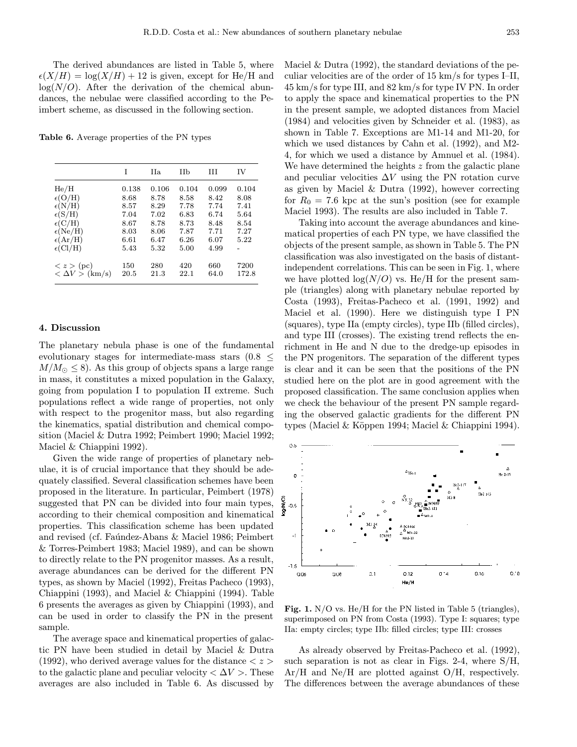The derived abundances are listed in Table 5, where $\epsilon(X/H) = \log(X/H) + 12$ is given, except for He/H and $\log(N/O)$. After the derivation of the chemical abundances, the nebulae were classified according to the Peimbert scheme, as discussed in the following section.

**Table 6.** Average properties of the PN types

| | I | IIa | IIb | III | IV |
|---|---|---|---|---|---|
| He/H | 0.138 | 0.106 | 0.104 | 0.099 | 0.104 |
| $\epsilon$(O/H) | 8.68 | 8.78 | 8.58 | 8.42 | 8.08 |
| $\epsilon$(N/H) | 8.57 | 8.29 | 7.78 | 7.74 | 7.41 |
| $\epsilon$(S/H) | 7.04 | 7.02 | 6.83 | 6.74 | 5.64 |
| $\epsilon$(C/H) | 8.67 | 8.78 | 8.73 | 8.48 | 8.54 |
| $\epsilon$(Ne/H) | 8.03 | 8.06 | 7.87 | 7.71 | 7.27 |
| $\epsilon$(Ar/H) | 6.61 | 6.47 | 6.26 | 6.07 | 5.22 |
| $\epsilon$(Cl/H) | 5.43 | 5.32 | 5.00 | 4.99 | - |
| $< z >$ (pc) | 150 | 280 | 420 | 660 | 7200 |
| $< \Delta V >$ (km/s) | 20.5 | 21.3 | 22.1 | 64.0 | 172.8 |

## 4. Discussion

The planetary nebula phase is one of the fundamental evolutionary stages for intermediate-mass stars ($0.8 \leq M/M_{\odot} \leq 8$). As this group of objects spans a large range in mass, it constitutes a mixed population in the Galaxy, going from population I to population II extreme. Such populations reflect a wide range of properties, not only with respect to the progenitor mass, but also regarding the kinematics, spatial distribution and chemical composition (Maciel & Dutra 1992; Peimbert 1990; Maciel 1992; Maciel & Chiappini 1992).

Given the wide range of properties of planetary nebulae, it is of crucial importance that they should be adequately classified. Several classification schemes have been proposed in the literature. In particular, Peimbert (1978) suggested that PN can be divided into four main types, according to their chemical composition and kinematical properties. This classification scheme has been updated and revised (cf. Faúndez-Abans & Maciel 1986; Peimbert & Torres-Peimbert 1983; Maciel 1989), and can be shown to directly relate to the PN progenitor masses. As a result, average abundances can be derived for the different PN types, as shown by Maciel (1992), Freitas Pacheco (1993), Chiappini (1993), and Maciel & Chiappini (1994). Table 6 presents the averages as given by Chiappini (1993), and can be used in order to classify the PN in the present sample.

The average space and kinematical properties of galactic PN have been studied in detail by Maciel & Dutra (1992), who derived average values for the distance $< z >$ to the galactic plane and peculiar velocity $< \Delta V >$. These averages are also included in Table 6. As discussed by Maciel & Dutra (1992), the standard deviations of the peculiar velocities are of the order of 15 km/s for types I–II, 45 km/s for type III, and 82 km/s for type IV PN. In order to apply the space and kinematical properties to the PN in the present sample, we adopted distances from Maciel (1984) and velocities given by Schneider et al. (1983), as shown in Table 7. Exceptions are M1-14 and M1-20, for which we used distances by Cahn et al. (1992), and M2-4, for which we used a distance by Amnuel et al. (1984). We have determined the heights $z$ from the galactic plane and peculiar velocities $\Delta V$ using the PN rotation curve as given by Maciel & Dutra (1992), however correcting for $R_0 = 7.6$ kpc at the sun's position (see for example Maciel 1993). The results are also included in Table 7.

Taking into account the average abundances and kinematical properties of each PN type, we have classified the objects of the present sample, as shown in Table 5. The PN classification was also investigated on the basis of distant-independent correlations. This can be seen in Fig. 1, where we have plotted $\log(N/O)$ vs. He/H for the present sample (triangles) along with planetary nebulae reported by Costa (1993), Freitas-Pacheco et al. (1991, 1992) and Maciel et al. (1990). Here we distinguish type I PN (squares), type IIa (empty circles), type IIb (filled circles), and type III (crosses). The existing trend reflects the enrichment in He and N due to the dredge-up episodes in the PN progenitors. The separation of the different types is clear and it can be seen that the positions of the PN studied here on the plot are in good agreement with the proposed classification. The same conclusion applies when we check the behaviour of the present PN sample regarding the observed galactic gradients for the different PN types (Maciel & Köppen 1994; Maciel & Chiappini 1994).

**Fig. 1.** N/O vs. He/H for the PN listed in Table 5 (triangles), superimposed on PN from Costa (1993). Type I: squares; type IIa: empty circles; type IIb: filled circles; type III: crosses

As already observed by Freitas-Pacheco et al. (1992), such separation is not as clear in Figs. 2-4, where S/H, Ar/H and Ne/H are plotted against O/H, respectively. The differences between the average abundances of these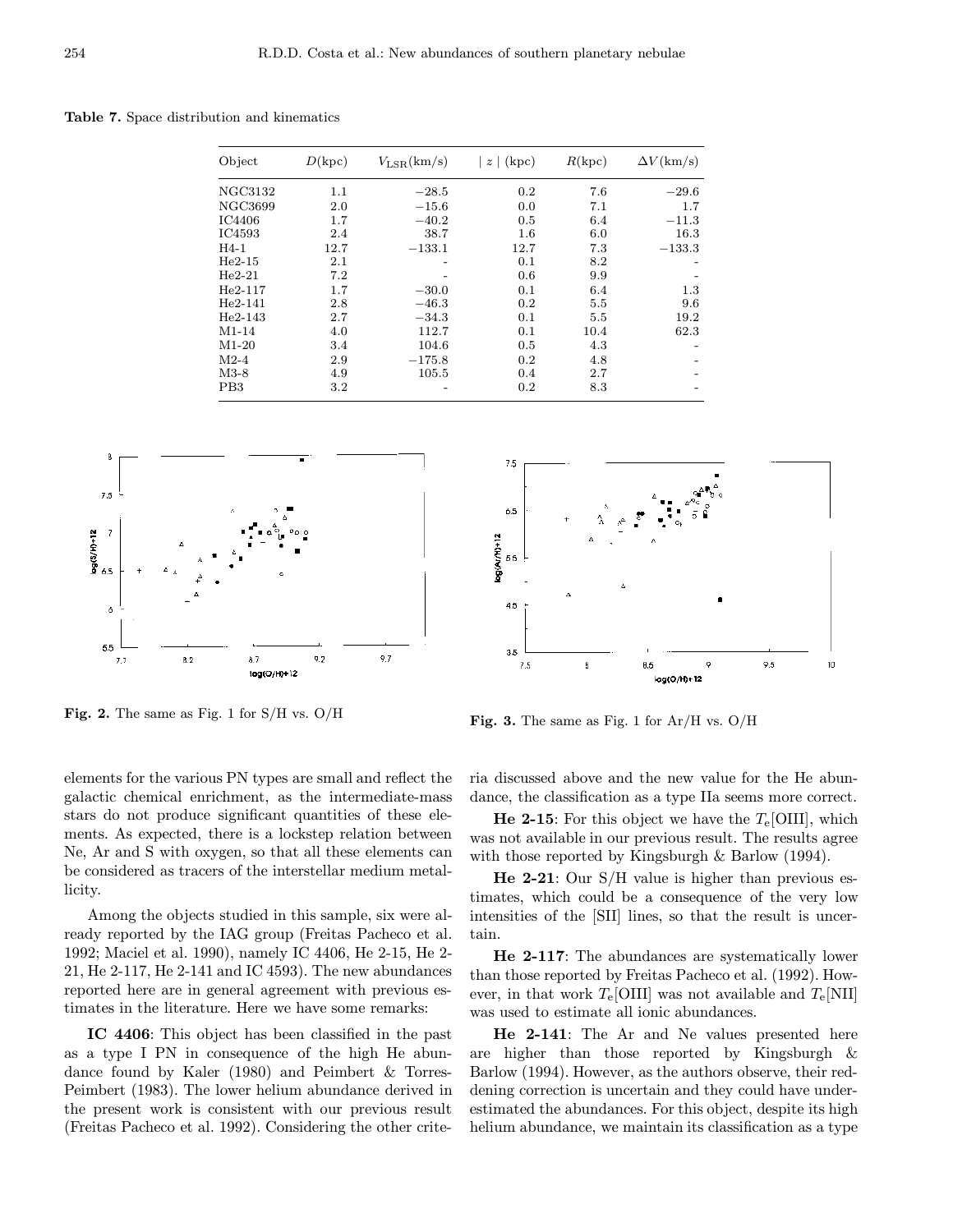**Table 7.** Space distribution and kinematics

| Object | $D$(kpc) | $V_{\rm LSR}$(km/s) | $\mid z \mid$ (kpc) | $R$(kpc) | $\Delta V$(km/s) |
|---|---|---|---|---|---|
| NGC3132 | 1.1 | −28.5 | 0.2 | 7.6 | −29.6 |
| NGC3699 | 2.0 | −15.6 | 0.0 | 7.1 | 1.7 |
| IC4406 | 1.7 | −40.2 | 0.5 | 6.4 | −11.3 |
| IC4593 | 2.4 | 38.7 | 1.6 | 6.0 | 16.3 |
| H4-1 | 12.7 | −133.1 | 12.7 | 7.3 | −133.3 |
| He2-15 | 2.1 | - | 0.1 | 8.2 | - |
| He2-21 | 7.2 | - | 0.6 | 9.9 | - |
| He2-117 | 1.7 | −30.0 | 0.1 | 6.4 | 1.3 |
| He2-141 | 2.8 | −46.3 | 0.2 | 5.5 | 9.6 |
| He2-143 | 2.7 | −34.3 | 0.1 | 5.5 | 19.2 |
| M1-14 | 4.0 | 112.7 | 0.1 | 10.4 | 62.3 |
| M1-20 | 3.4 | 104.6 | 0.5 | 4.3 | - |
| M2-4 | 2.9 | −175.8 | 0.2 | 4.8 | - |
| M3-8 | 4.9 | 105.5 | 0.4 | 2.7 | - |
| PB3 | 3.2 | - | 0.2 | 8.3 | - |

**Fig. 2.** The same as Fig. 1 for S/H vs. O/H

**Fig. 3.** The same as Fig. 1 for Ar/H vs. O/H

elements for the various PN types are small and reflect the galactic chemical enrichment, as the intermediate-mass stars do not produce significant quantities of these elements. As expected, there is a lockstep relation between Ne, Ar and S with oxygen, so that all these elements can be considered as tracers of the interstellar medium metallicity.

Among the objects studied in this sample, six were already reported by the IAG group (Freitas Pacheco et al. 1992; Maciel et al. 1990), namely IC 4406, He 2-15, He 2-21, He 2-117, He 2-141 and IC 4593). The new abundances reported here are in general agreement with previous estimates in the literature. Here we have some remarks:

**IC 4406**: This object has been classified in the past as a type I PN in consequence of the high He abundance found by Kaler (1980) and Peimbert & Torres-Peimbert (1983). The lower helium abundance derived in the present work is consistent with our previous result (Freitas Pacheco et al. 1992). Considering the other criteria discussed above and the new value for the He abundance, the classification as a type IIa seems more correct.

**He 2-15**: For this object we have the $T_{\rm e}$[OIII], which was not available in our previous result. The results agree with those reported by Kingsburgh & Barlow (1994).

**He 2-21**: Our S/H value is higher than previous estimates, which could be a consequence of the very low intensities of the [SII] lines, so that the result is uncertain.

**He 2-117**: The abundances are systematically lower than those reported by Freitas Pacheco et al. (1992). However, in that work $T_{\rm e}$[OIII] was not available and $T_{\rm e}$[NII] was used to estimate all ionic abundances.

**He 2-141**: The Ar and Ne values presented here are higher than those reported by Kingsburgh & Barlow (1994). However, as the authors observe, their reddening correction is uncertain and they could have underestimated the abundances. For this object, despite its high helium abundance, we maintain its classification as a type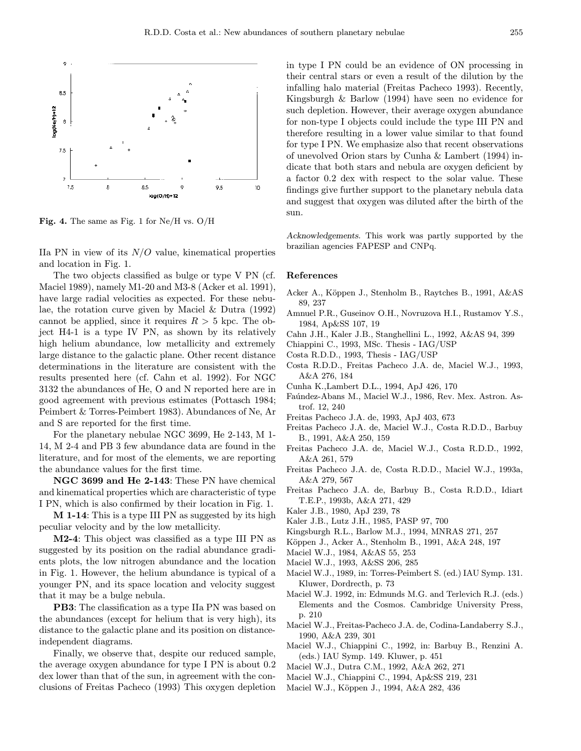**Fig. 4.** The same as Fig. 1 for Ne/H vs. O/H

IIa PN in view of its $N/O$ value, kinematical properties and location in Fig. 1.

The two objects classified as bulge or type V PN (cf. Maciel 1989), namely M1-20 and M3-8 (Acker et al. 1991), have large radial velocities as expected. For these nebulae, the rotation curve given by Maciel & Dutra (1992) cannot be applied, since it requires $R > 5$ kpc. The object H4-1 is a type IV PN, as shown by its relatively high helium abundance, low metallicity and extremely large distance to the galactic plane. Other recent distance determinations in the literature are consistent with the results presented here (cf. Cahn et al. 1992). For NGC 3132 the abundances of He, O and N reported here are in good agreement with previous estimates (Pottasch 1984; Peimbert & Torres-Peimbert 1983). Abundances of Ne, Ar and S are reported for the first time.

For the planetary nebulae NGC 3699, He 2-143, M 1-14, M 2-4 and PB 3 few abundance data are found in the literature, and for most of the elements, we are reporting the abundance values for the first time.

**NGC 3699 and He 2-143**: These PN have chemical and kinematical properties which are characteristic of type I PN, which is also confirmed by their location in Fig. 1.

**M 1-14**: This is a type III PN as suggested by its high peculiar velocity and by the low metallicity.

**M2-4**: This object was classified as a type III PN as suggested by its position on the radial abundance gradients plots, the low nitrogen abundance and the location in Fig. 1. However, the helium abundance is typical of a younger PN, and its space location and velocity suggest that it may be a bulge nebula.

**PB3**: The classification as a type IIa PN was based on the abundances (except for helium that is very high), its distance to the galactic plane and its position on distance-independent diagrams.

Finally, we observe that, despite our reduced sample, the average oxygen abundance for type I PN is about 0.2 dex lower than that of the sun, in agreement with the conclusions of Freitas Pacheco (1993) This oxygen depletion in type I PN could be an evidence of ON processing in their central stars or even a result of the dilution by the infalling halo material (Freitas Pacheco 1993). Recently, Kingsburgh & Barlow (1994) have seen no evidence for such depletion. However, their average oxygen abundance for non-type I objects could include the type III PN and therefore resulting in a lower value similar to that found for type I PN. We emphasize also that recent observations of unevolved Orion stars by Cunha & Lambert (1994) indicate that both stars and nebula are oxygen deficient by a factor 0.2 dex with respect to the solar value. These findings give further support to the planetary nebula data and suggest that oxygen was diluted after the birth of the sun.

*Acknowledgements.* This work was partly supported by the brazilian agencies FAPESP and CNPq.

## References

- Acker A., Köppen J., Stenholm B., Raytches B., 1991, A&AS 89, 237
- Amnuel P.R., Guseinov O.H., Novruzova H.I., Rustamov Y.S., 1984, Ap&SS 107, 19
- Cahn J.H., Kaler J.B., Stanghellini L., 1992, A&AS 94, 399
- Chiappini C., 1993, MSc. Thesis - IAG/USP
- Costa R.D.D., 1993, Thesis - IAG/USP
- Costa R.D.D., Freitas Pacheco J.A. de, Maciel W.J., 1993, A&A 276, 184
- Cunha K.,Lambert D.L., 1994, ApJ 426, 170
- Faúndez-Abans M., Maciel W.J., 1986, Rev. Mex. Astron. Astrof. 12, 240
- Freitas Pacheco J.A. de, 1993, ApJ 403, 673
- Freitas Pacheco J.A. de, Maciel W.J., Costa R.D.D., Barbuy B., 1991, A&A 250, 159
- Freitas Pacheco J.A. de, Maciel W.J., Costa R.D.D., 1992, A&A 261, 579
- Freitas Pacheco J.A. de, Costa R.D.D., Maciel W.J., 1993a, A&A 279, 567
- Freitas Pacheco J.A. de, Barbuy B., Costa R.D.D., Idiart T.E.P., 1993b, A&A 271, 429
- Kaler J.B., 1980, ApJ 239, 78
- Kaler J.B., Lutz J.H., 1985, PASP 97, 700
- Kingsburgh R.L., Barlow M.J., 1994, MNRAS 271, 257
- Köppen J., Acker A., Stenholm B., 1991, A&A 248, 197
- Maciel W.J., 1984, A&AS 55, 253
- Maciel W.J., 1993, A&SS 206, 285
- Maciel W.J., 1989, in: Torres-Peimbert S. (ed.) IAU Symp. 131. Kluwer, Dordrecth, p. 73
- Maciel W.J. 1992, in: Edmunds M.G. and Terlevich R.J. (eds.) Elements and the Cosmos. Cambridge University Press, p. 210
- Maciel W.J., Freitas-Pacheco J.A. de, Codina-Landaberry S.J., 1990, A&A 239, 301
- Maciel W.J., Chiappini C., 1992, in: Barbuy B., Renzini A. (eds.) IAU Symp. 149. Kluwer, p. 451
- Maciel W.J., Dutra C.M., 1992, A&A 262, 271
- Maciel W.J., Chiappini C., 1994, Ap&SS 219, 231
- Maciel W.J., Köppen J., 1994, A&A 282, 436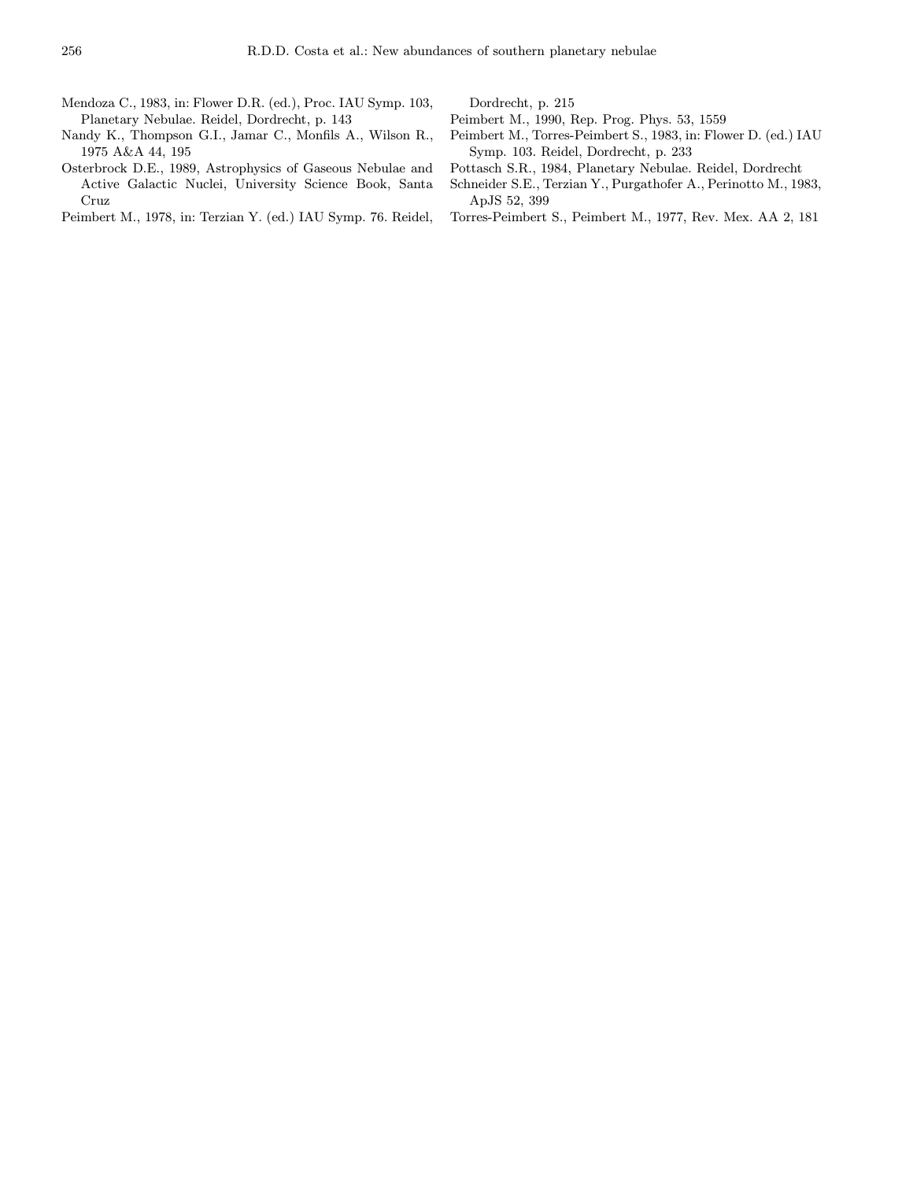Mendoza C., 1983, in: Flower D.R. (ed.), Proc. IAU Symp. 103, Planetary Nebulae. Reidel, Dordrecht, p. 143

Nandy K., Thompson G.I., Jamar C., Monfils A., Wilson R., 1975 A&A 44, 195

Osterbrock D.E., 1989, Astrophysics of Gaseous Nebulae and Active Galactic Nuclei, University Science Book, Santa Cruz

Peimbert M., 1978, in: Terzian Y. (ed.) IAU Symp. 76. Reidel, Dordrecht, p. 215

Peimbert M., 1990, Rep. Prog. Phys. 53, 1559

Peimbert M., Torres-Peimbert S., 1983, in: Flower D. (ed.) IAU Symp. 103. Reidel, Dordrecht, p. 233

Pottasch S.R., 1984, Planetary Nebulae. Reidel, Dordrecht

Schneider S.E., Terzian Y., Purgathofer A., Perinotto M., 1983, ApJS 52, 399

Torres-Peimbert S., Peimbert M., 1977, Rev. Mex. AA 2, 181